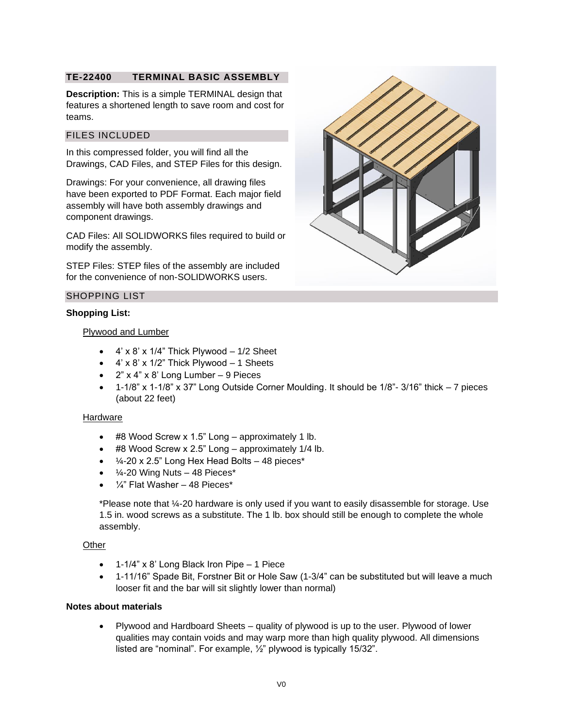## TE-22400 TERMINAL BASIC ASSEMBLY

**Description:** This is a simple TERMINAL design that features a shortened length to save room and cost for teams.

### FILES INCLUDED

In this compressed folder, you will find all the Drawings, CAD Files, and STEP Files for this design.

Drawings: For your convenience, all drawing files have been exported to PDF Format. Each major field assembly will have both assembly drawings and component drawings.

CAD Files: All SOLIDWORKS files required to build or modify the assembly.

STEP Files: STEP files of the assembly are included for the convenience of non-SOLIDWORKS users.

### SHOPPING LIST

**Shopping List:**

Plywood and Lumber

- 4' x 8' x 1/4" Thick Plywood – 1/2 Sheet
- 4' x 8' x 1/2" Thick Plywood – 1 Sheets
- 2" x 4" x 8' Long Lumber – 9 Pieces
- 1-1/8" x 1-1/8" x 37" Long Outside Corner Moulding. It should be 1/8"- 3/16" thick – 7 pieces (about 22 feet)

Hardware

- #8 Wood Screw x 1.5" Long – approximately 1 lb.
- #8 Wood Screw x 2.5" Long – approximately 1/4 lb.
- ¼-20 x 2.5" Long Hex Head Bolts – 48 pieces*
- ¼-20 Wing Nuts – 48 Pieces*
- ¼" Flat Washer – 48 Pieces*

*Please note that ¼-20 hardware is only used if you want to easily disassemble for storage. Use 1.5 in. wood screws as a substitute. The 1 lb. box should still be enough to complete the whole assembly.

Other

- 1-1/4" x 8' Long Black Iron Pipe – 1 Piece
- 1-11/16" Spade Bit, Forstner Bit or Hole Saw (1-3/4" can be substituted but will leave a much looser fit and the bar will sit slightly lower than normal)

**Notes about materials**

- Plywood and Hardboard Sheets – quality of plywood is up to the user. Plywood of lower qualities may contain voids and may warp more than high quality plywood. All dimensions listed are "nominal". For example, ½" plywood is typically 15/32".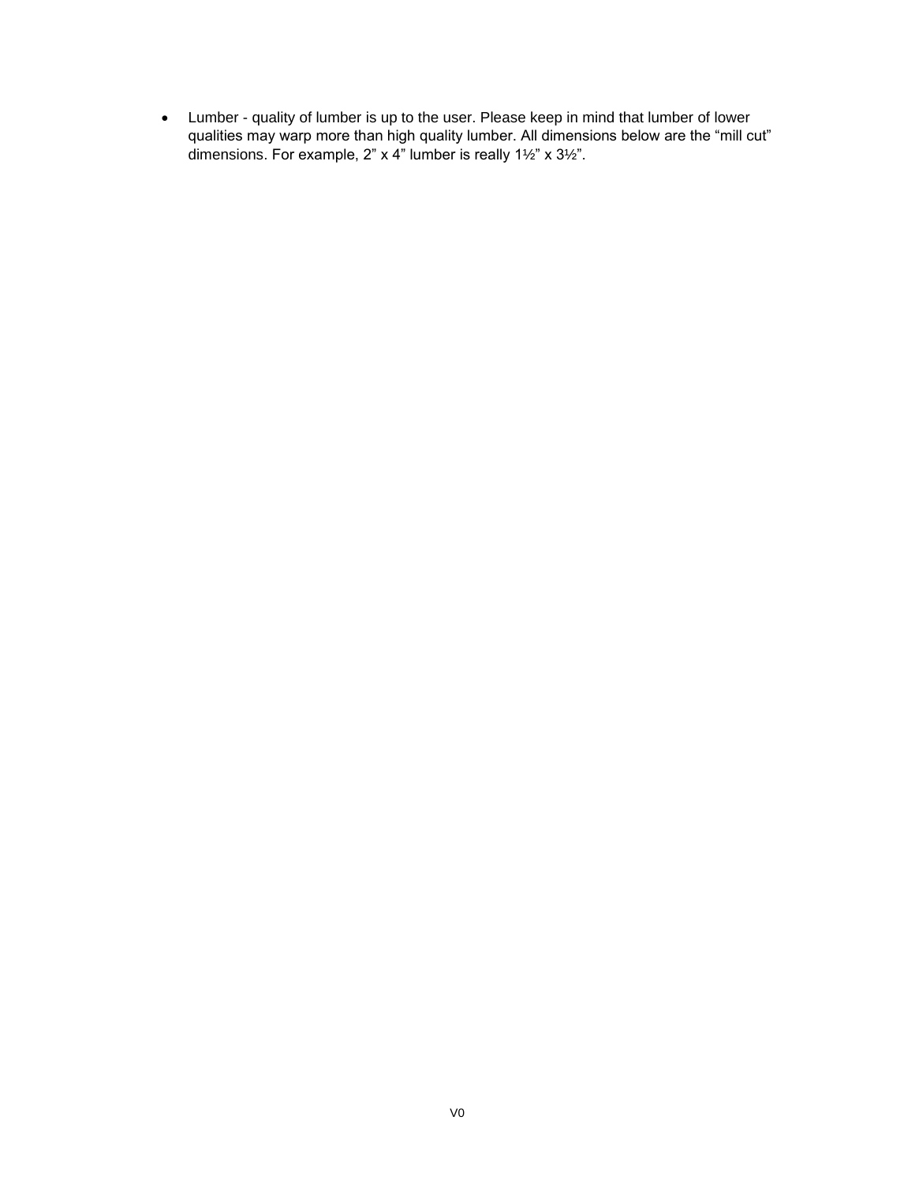- Lumber - quality of lumber is up to the user. Please keep in mind that lumber of lower qualities may warp more than high quality lumber. All dimensions below are the “mill cut” dimensions. For example, 2” x 4” lumber is really 1½” x 3½”.